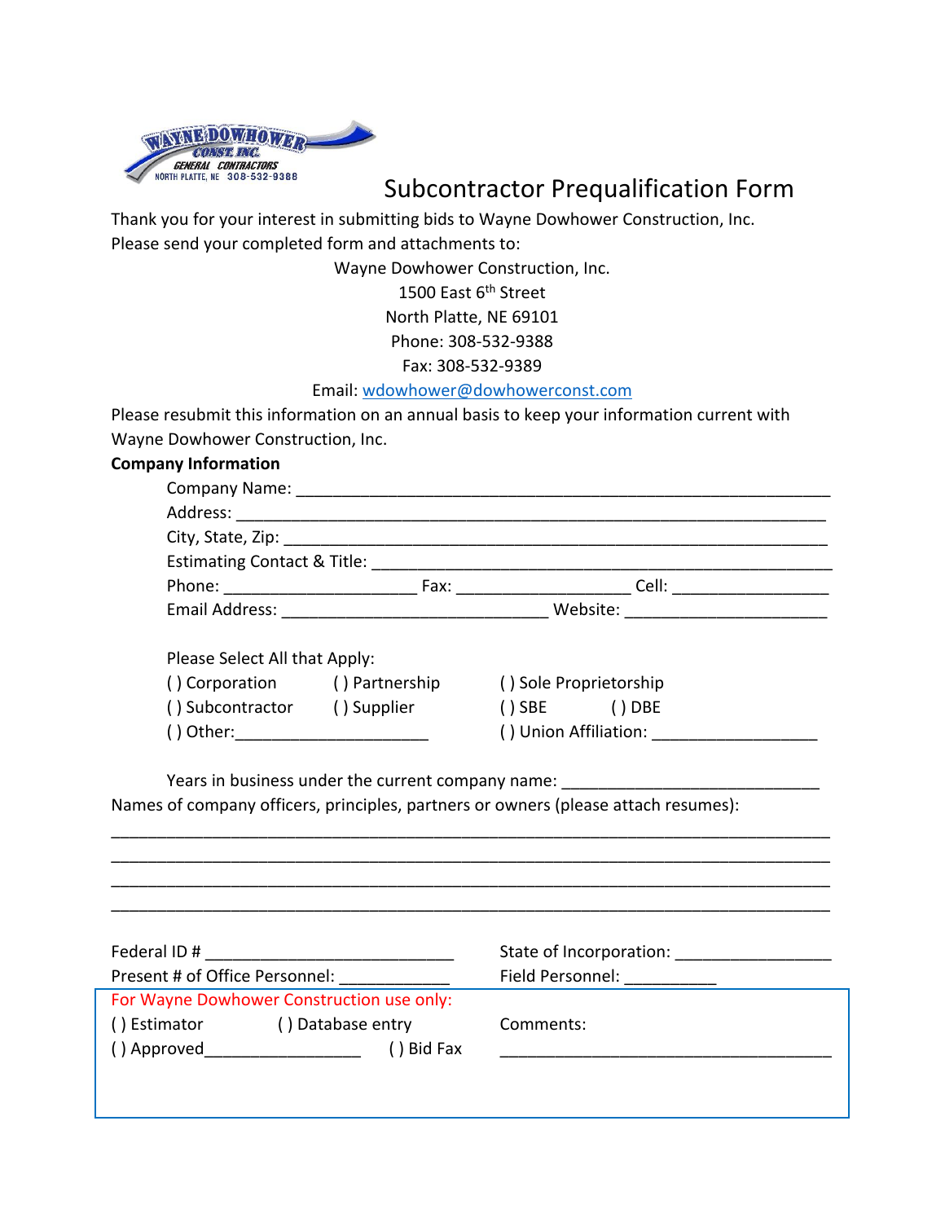# Subcontractor Prequalification Form

Thank you for your interest in submitting bids to Wayne Dowhower Construction, Inc.
Please send your completed form and attachments to:

Wayne Dowhower Construction, Inc.
1500 East 6th Street
North Platte, NE 69101
Phone: 308-532-9388
Fax: 308-532-9389
Email: wdowhower@dowhowerconst.com

Please resubmit this information on an annual basis to keep your information current with Wayne Dowhower Construction, Inc.

**Company Information**

Company Name: ___________________________________________________________

Address: ________________________________________________________________

City, State, Zip: ___________________________________________________________

Estimating Contact & Title: __________________________________________________

Phone: _____________________ Fax: ___________________ Cell: _________________

Email Address: ______________________________ Website: ______________________

Please Select All that Apply:

( ) Corporation ( ) Partnership ( ) Sole Proprietorship
( ) Subcontractor ( ) Supplier ( ) SBE ( ) DBE
( ) Other:_____________________ ( ) Union Affiliation: __________________

Years in business under the current company name: ____________________________

Names of company officers, principles, partners or owners (please attach resumes):

________________________________________________________________________________
________________________________________________________________________________
________________________________________________________________________________
________________________________________________________________________________

Federal ID # ____________________________ State of Incorporation: _________________

Present # of Office Personnel: ____________ Field Personnel: __________

For Wayne Dowhower Construction use only:
( ) Estimator ( ) Database entry Comments:
( ) Approved_________________ ( ) Bid Fax _____________________________________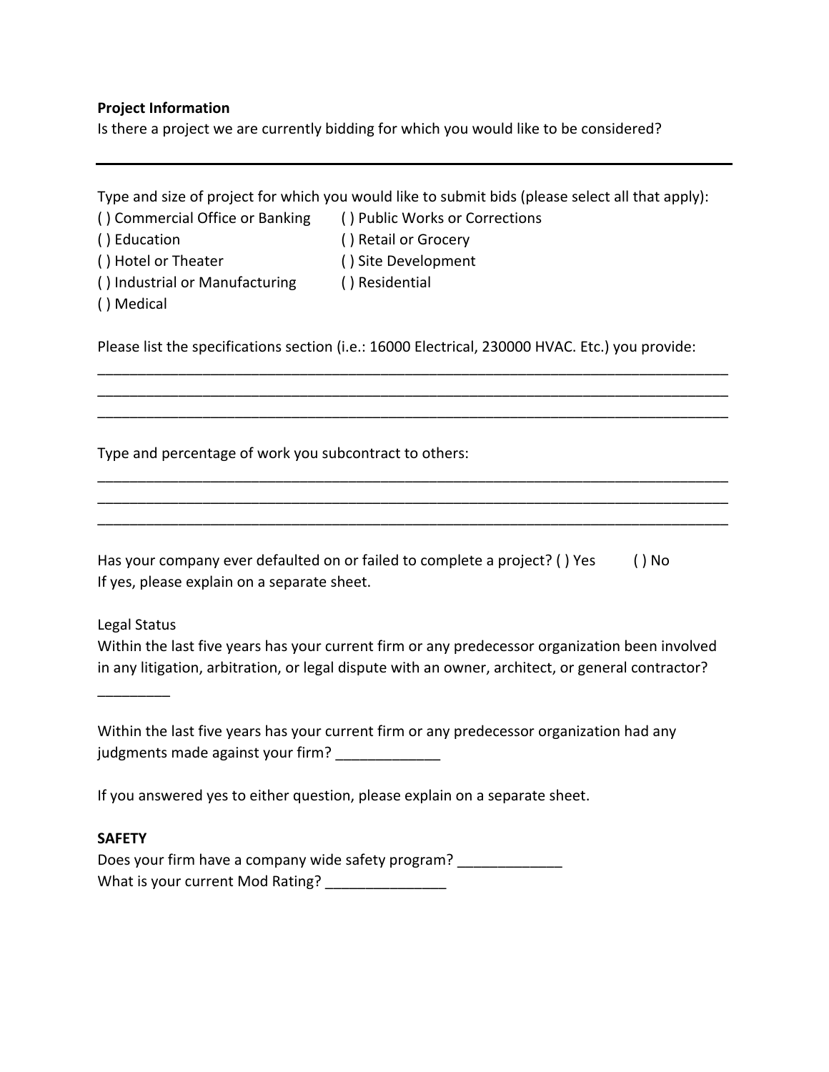**Project Information**

Is there a project we are currently bidding for which you would like to be considered?

---

Type and size of project for which you would like to submit bids (please select all that apply):

( ) Commercial Office or Banking
( ) Education
( ) Hotel or Theater
( ) Industrial or Manufacturing
( ) Medical
( ) Public Works or Corrections
( ) Retail or Grocery
( ) Site Development
( ) Residential

Please list the specifications section (i.e.: 16000 Electrical, 230000 HVAC. Etc.) you provide:

_______________________________________________________________________________
_______________________________________________________________________________
_______________________________________________________________________________

Type and percentage of work you subcontract to others:

_______________________________________________________________________________
_______________________________________________________________________________
_______________________________________________________________________________

Has your company ever defaulted on or failed to complete a project? ( ) Yes ( ) No
If yes, please explain on a separate sheet.

Legal Status

Within the last five years has your current firm or any predecessor organization been involved in any litigation, arbitration, or legal dispute with an owner, architect, or general contractor?

_________

Within the last five years has your current firm or any predecessor organization had any judgments made against your firm? _____________

If you answered yes to either question, please explain on a separate sheet.

**SAFETY**

Does your firm have a company wide safety program? _____________
What is your current Mod Rating? _______________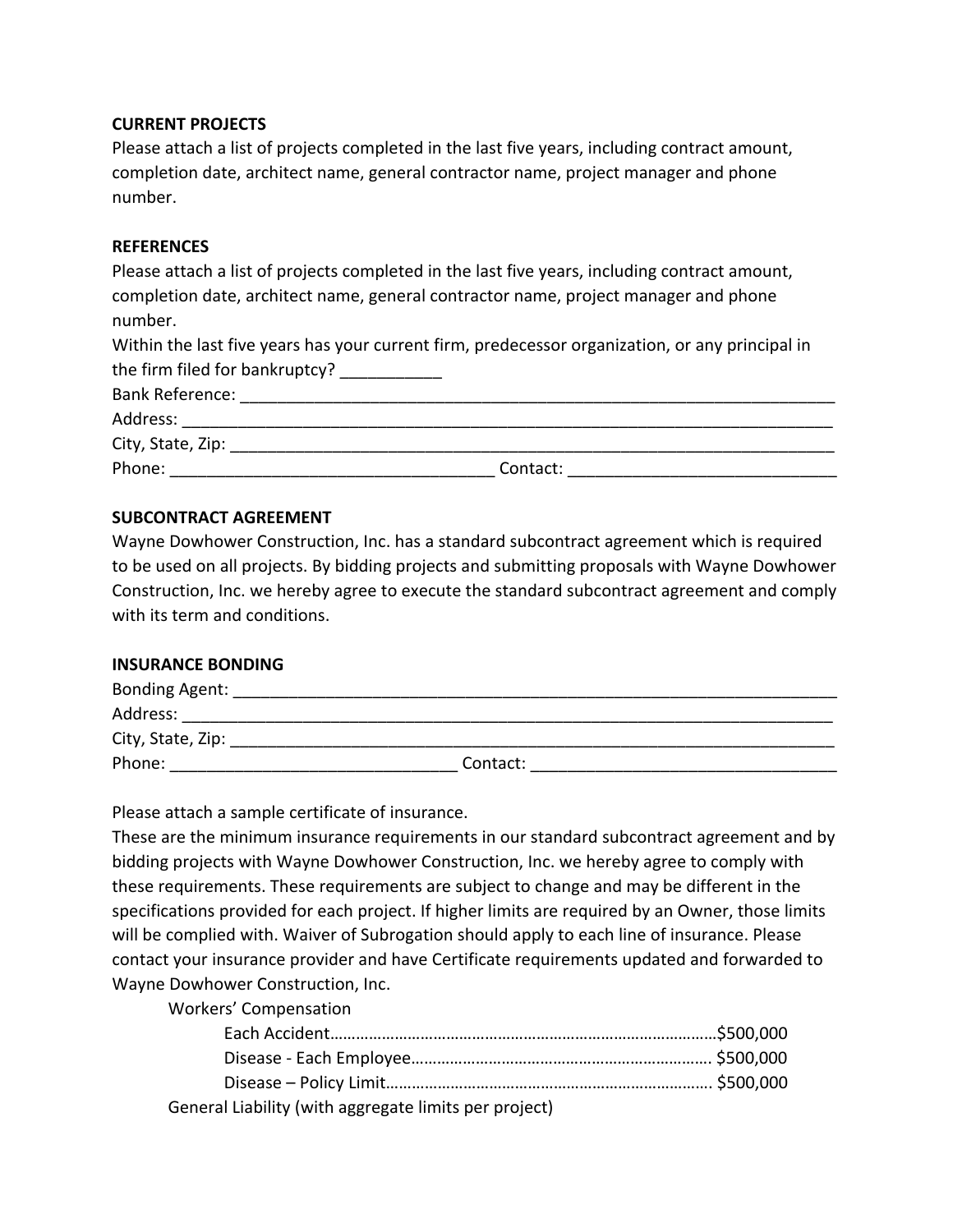**CURRENT PROJECTS**

Please attach a list of projects completed in the last five years, including contract amount, completion date, architect name, general contractor name, project manager and phone number.

**REFERENCES**

Please attach a list of projects completed in the last five years, including contract amount, completion date, architect name, general contractor name, project manager and phone number.

Within the last five years has your current firm, predecessor organization, or any principal in the firm filed for bankruptcy? ___________

Bank Reference: ______________________________________________________________________

Address: ___________________________________________________________________________

City, State, Zip: ______________________________________________________________________

Phone: ___________________________________ Contact: _____________________________

**SUBCONTRACT AGREEMENT**

Wayne Dowhower Construction, Inc. has a standard subcontract agreement which is required to be used on all projects. By bidding projects and submitting proposals with Wayne Dowhower Construction, Inc. we hereby agree to execute the standard subcontract agreement and comply with its term and conditions.

**INSURANCE BONDING**

Bonding Agent: ______________________________________________________________________

Address: ___________________________________________________________________________

City, State, Zip: ______________________________________________________________________

Phone: _______________________________ Contact: _________________________________

Please attach a sample certificate of insurance.

These are the minimum insurance requirements in our standard subcontract agreement and by bidding projects with Wayne Dowhower Construction, Inc. we hereby agree to comply with these requirements. These requirements are subject to change and may be different in the specifications provided for each project. If higher limits are required by an Owner, those limits will be complied with. Waiver of Subrogation should apply to each line of insurance. Please contact your insurance provider and have Certificate requirements updated and forwarded to Wayne Dowhower Construction, Inc.

Workers' Compensation

- Each Accident…………………………………………………………………………$500,000
- Disease - Each Employee……………………………………………………………. $500,000
- Disease – Policy Limit………………………………………………………………. $500,000

General Liability (with aggregate limits per project)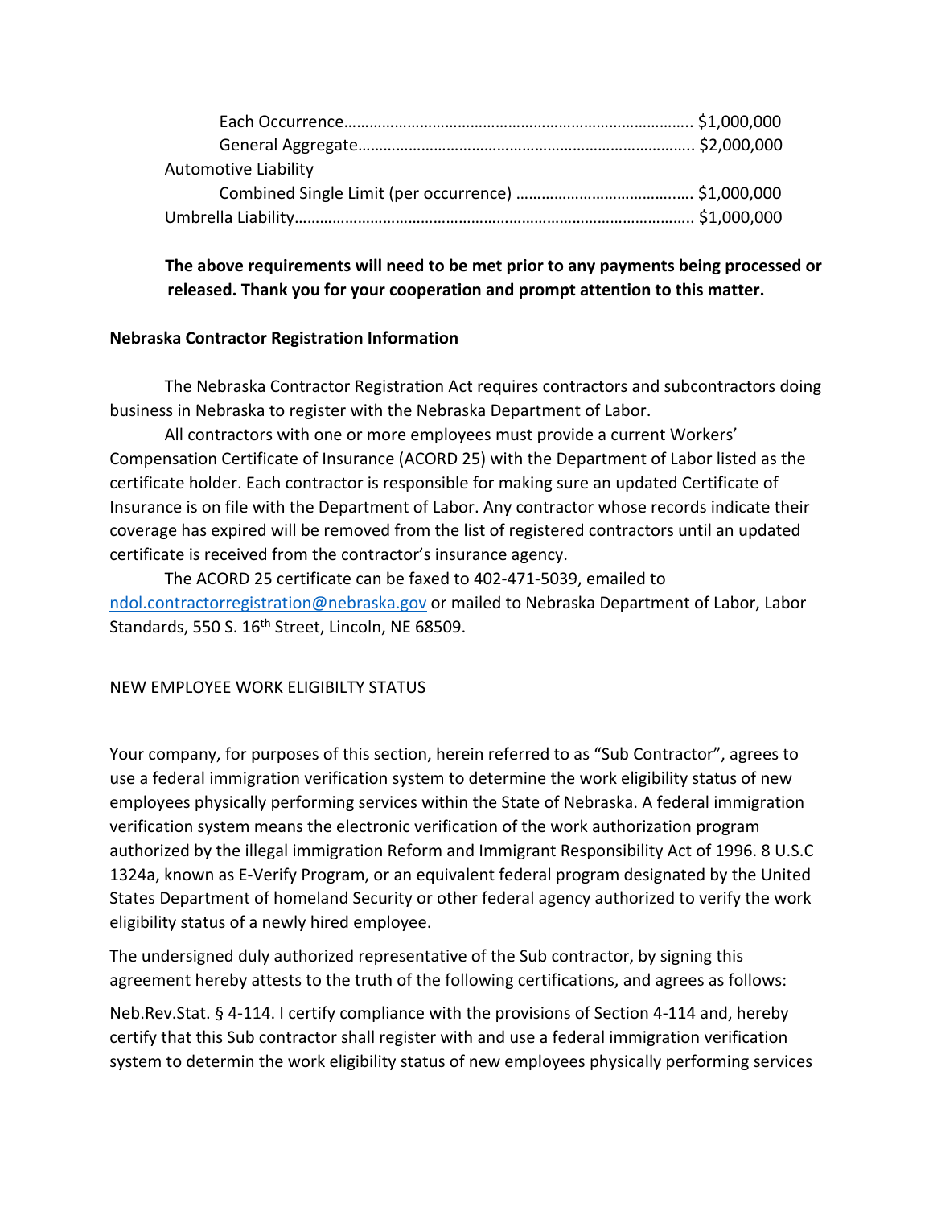Each Occurrence……………………………………………………………………….. $1,000,000
General Aggregate…………………………………………………………………….. $2,000,000

Automotive Liability

Combined Single Limit (per occurrence) …………………………….……. $1,000,000

Umbrella Liability………………………………………………………………………………. $1,000,000

**The above requirements will need to be met prior to any payments being processed or released. Thank you for your cooperation and prompt attention to this matter.**

**Nebraska Contractor Registration Information**

The Nebraska Contractor Registration Act requires contractors and subcontractors doing business in Nebraska to register with the Nebraska Department of Labor.

All contractors with one or more employees must provide a current Workers' Compensation Certificate of Insurance (ACORD 25) with the Department of Labor listed as the certificate holder. Each contractor is responsible for making sure an updated Certificate of Insurance is on file with the Department of Labor. Any contractor whose records indicate their coverage has expired will be removed from the list of registered contractors until an updated certificate is received from the contractor's insurance agency.

The ACORD 25 certificate can be faxed to 402-471-5039, emailed to ndol.contractorregistration@nebraska.gov or mailed to Nebraska Department of Labor, Labor Standards, 550 S. 16th Street, Lincoln, NE 68509.

NEW EMPLOYEE WORK ELIGIBILTY STATUS

Your company, for purposes of this section, herein referred to as "Sub Contractor", agrees to use a federal immigration verification system to determine the work eligibility status of new employees physically performing services within the State of Nebraska. A federal immigration verification system means the electronic verification of the work authorization program authorized by the illegal immigration Reform and Immigrant Responsibility Act of 1996. 8 U.S.C 1324a, known as E-Verify Program, or an equivalent federal program designated by the United States Department of homeland Security or other federal agency authorized to verify the work eligibility status of a newly hired employee.

The undersigned duly authorized representative of the Sub contractor, by signing this agreement hereby attests to the truth of the following certifications, and agrees as follows:

Neb.Rev.Stat. § 4-114. I certify compliance with the provisions of Section 4-114 and, hereby certify that this Sub contractor shall register with and use a federal immigration verification system to determin the work eligibility status of new employees physically performing services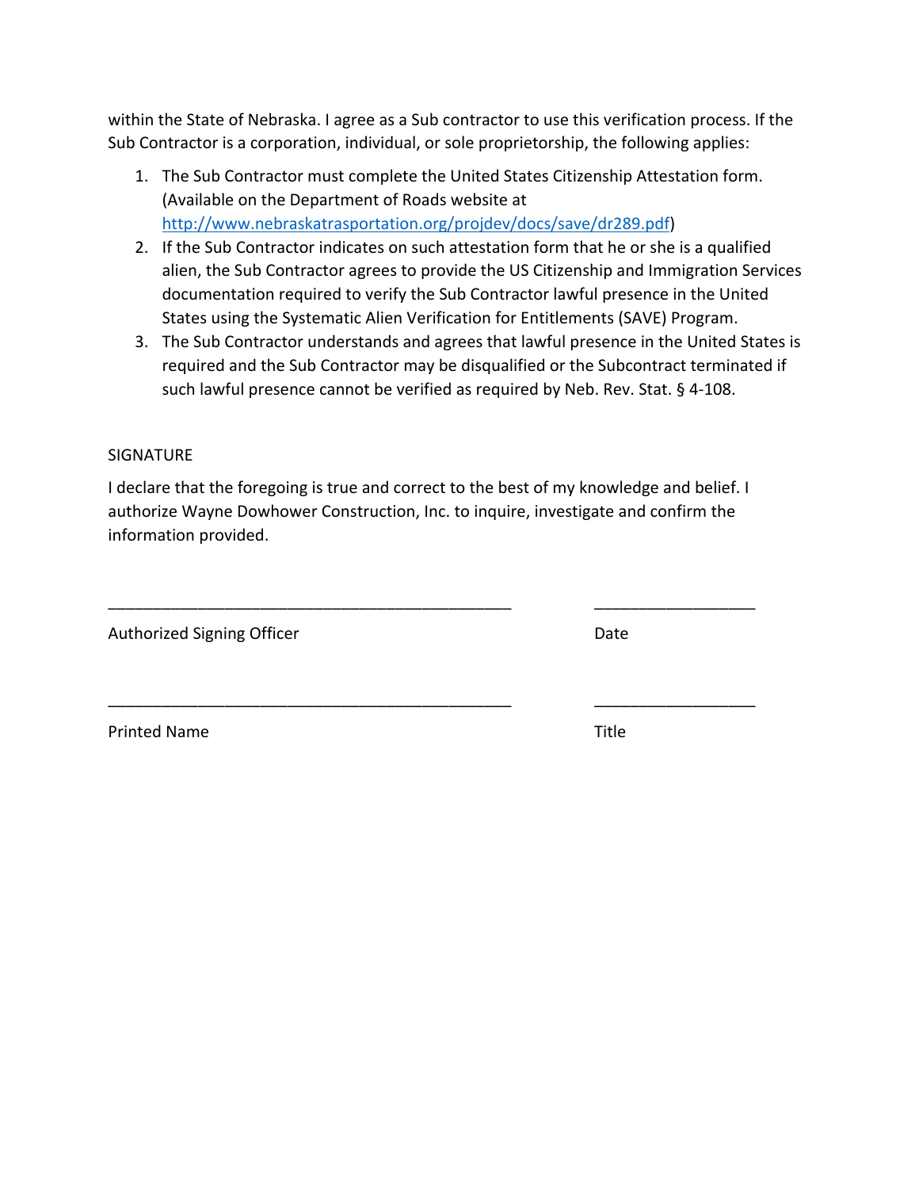within the State of Nebraska. I agree as a Sub contractor to use this verification process. If the Sub Contractor is a corporation, individual, or sole proprietorship, the following applies:

1. The Sub Contractor must complete the United States Citizenship Attestation form. (Available on the Department of Roads website at [http://www.nebraskatrasportation.org/projdev/docs/save/dr289.pdf](http://www.nebraskatrasportation.org/projdev/docs/save/dr289.pdf))
2. If the Sub Contractor indicates on such attestation form that he or she is a qualified alien, the Sub Contractor agrees to provide the US Citizenship and Immigration Services documentation required to verify the Sub Contractor lawful presence in the United States using the Systematic Alien Verification for Entitlements (SAVE) Program.
3. The Sub Contractor understands and agrees that lawful presence in the United States is required and the Sub Contractor may be disqualified or the Subcontract terminated if such lawful presence cannot be verified as required by Neb. Rev. Stat. § 4-108.

SIGNATURE

I declare that the foregoing is true and correct to the best of my knowledge and belief. I authorize Wayne Dowhower Construction, Inc. to inquire, investigate and confirm the information provided.

_____________________________________________ __________________

Authorized Signing Officer Date

_____________________________________________ __________________

Printed Name Title